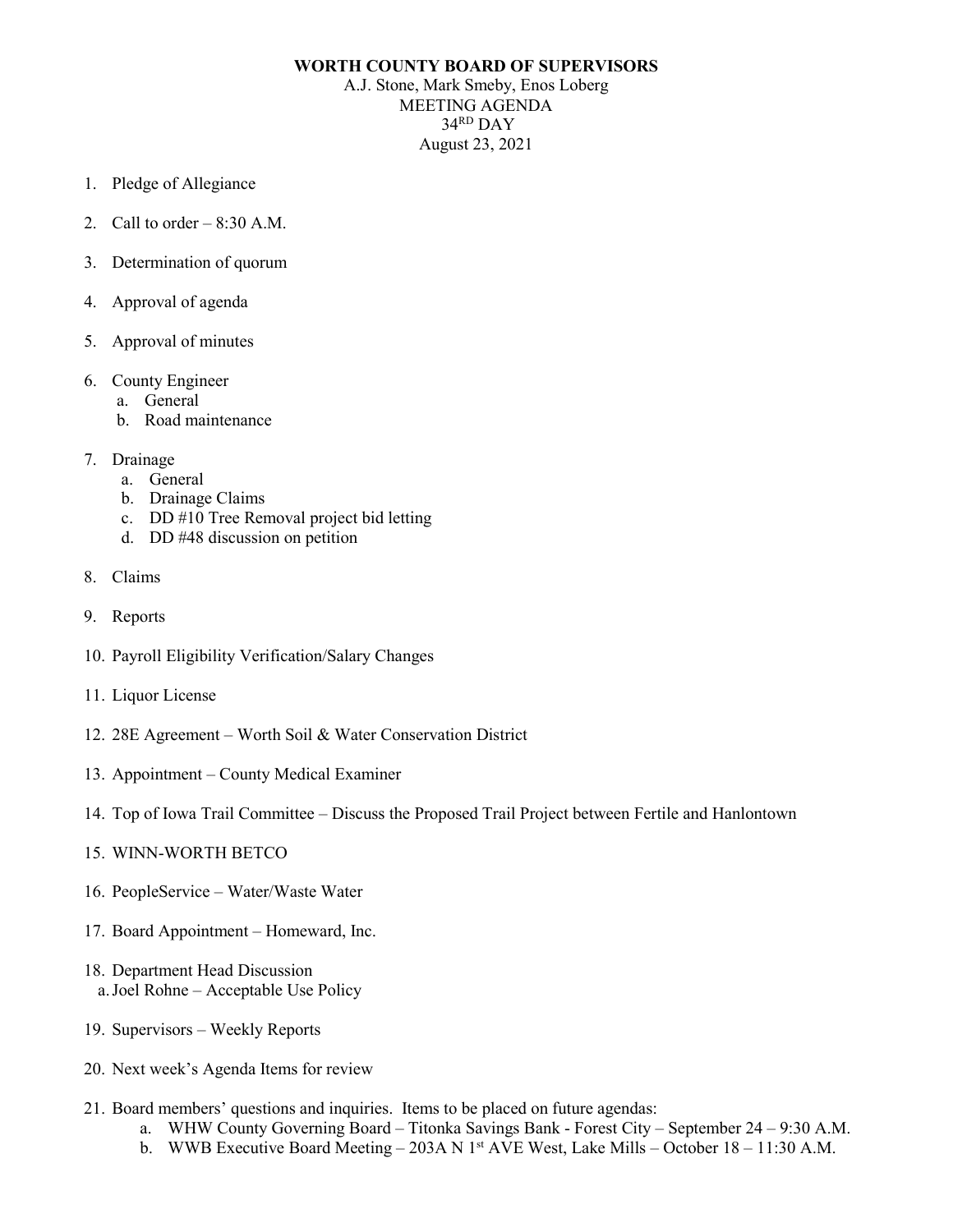**WORTH COUNTY BOARD OF SUPERVISORS**
A.J. Stone, Mark Smeby, Enos Loberg
MEETING AGENDA
34RD DAY
August 23, 2021

1. Pledge of Allegiance

2. Call to order – 8:30 A.M.

3. Determination of quorum

4. Approval of agenda

5. Approval of minutes

6. County Engineer
   a. General
   b. Road maintenance

7. Drainage
   a. General
   b. Drainage Claims
   c. DD #10 Tree Removal project bid letting
   d. DD #48 discussion on petition

8. Claims

9. Reports

10. Payroll Eligibility Verification/Salary Changes

11. Liquor License

12. 28E Agreement – Worth Soil & Water Conservation District

13. Appointment – County Medical Examiner

14. Top of Iowa Trail Committee – Discuss the Proposed Trail Project between Fertile and Hanlontown

15. WINN-WORTH BETCO

16. PeopleService – Water/Waste Water

17. Board Appointment – Homeward, Inc.

18. Department Head Discussion
    a. Joel Rohne – Acceptable Use Policy

19. Supervisors – Weekly Reports

20. Next week's Agenda Items for review

21. Board members' questions and inquiries. Items to be placed on future agendas:
    a. WHW County Governing Board – Titonka Savings Bank - Forest City – September 24 – 9:30 A.M.
    b. WWB Executive Board Meeting – 203A N 1st AVE West, Lake Mills – October 18 – 11:30 A.M.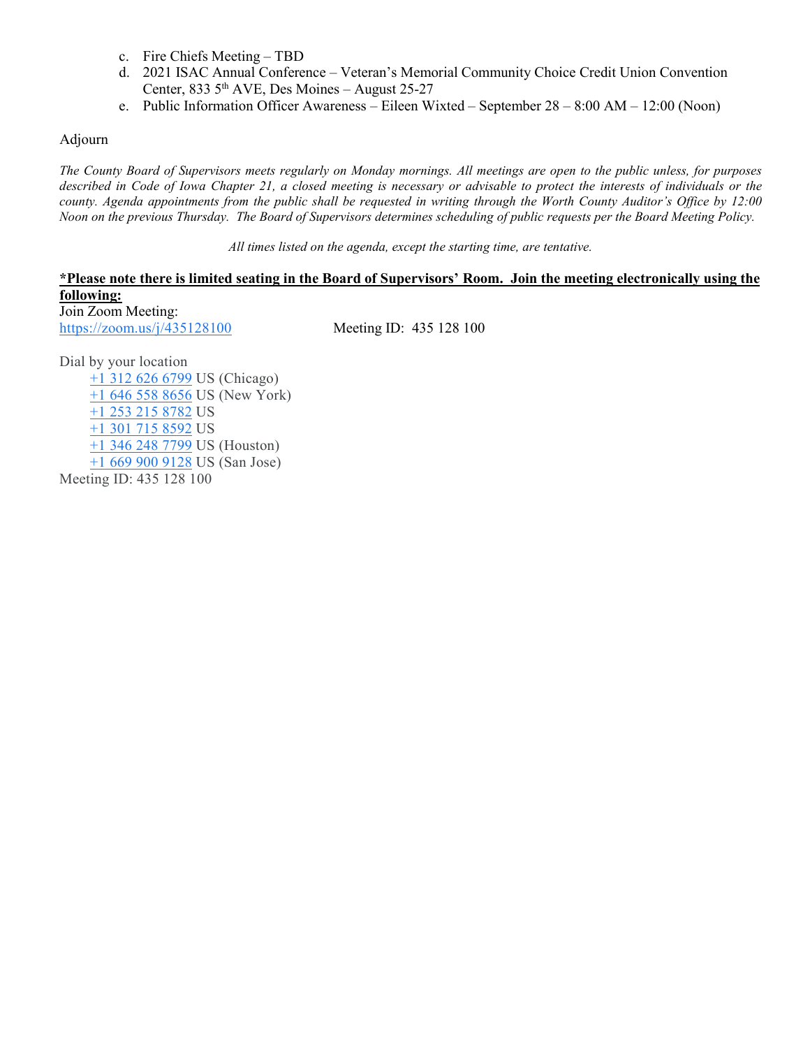c. Fire Chiefs Meeting – TBD
d. 2021 ISAC Annual Conference – Veteran's Memorial Community Choice Credit Union Convention Center, 833 5th AVE, Des Moines – August 25-27
e. Public Information Officer Awareness – Eileen Wixted – September 28 – 8:00 AM – 12:00 (Noon)

Adjourn

*The County Board of Supervisors meets regularly on Monday mornings. All meetings are open to the public unless, for purposes described in Code of Iowa Chapter 21, a closed meeting is necessary or advisable to protect the interests of individuals or the county. Agenda appointments from the public shall be requested in writing through the Worth County Auditor's Office by 12:00 Noon on the previous Thursday. The Board of Supervisors determines scheduling of public requests per the Board Meeting Policy.*

*All times listed on the agenda, except the starting time, are tentative.*

**\*Please note there is limited seating in the Board of Supervisors' Room. Join the meeting electronically using the following:**

Join Zoom Meeting:
https://zoom.us/j/435128100 Meeting ID: 435 128 100

Dial by your location
+1 312 626 6799 US (Chicago)
+1 646 558 8656 US (New York)
+1 253 215 8782 US
+1 301 715 8592 US
+1 346 248 7799 US (Houston)
+1 669 900 9128 US (San Jose)
Meeting ID: 435 128 100